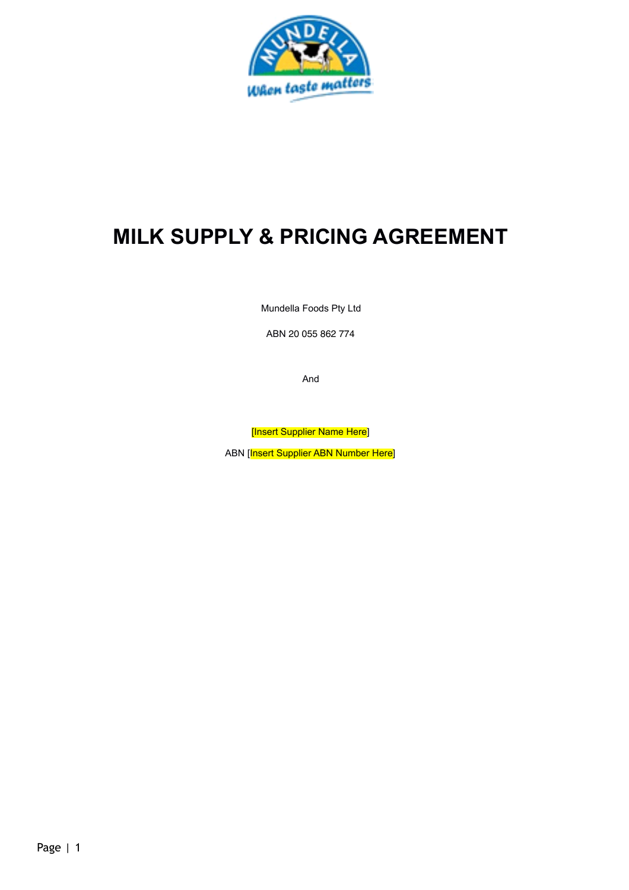# MILK SUPPLY & PRICING AGREEMENT

Mundella Foods Pty Ltd

ABN 20 055 862 774

And

[Insert Supplier Name Here]

ABN [Insert Supplier ABN Number Here]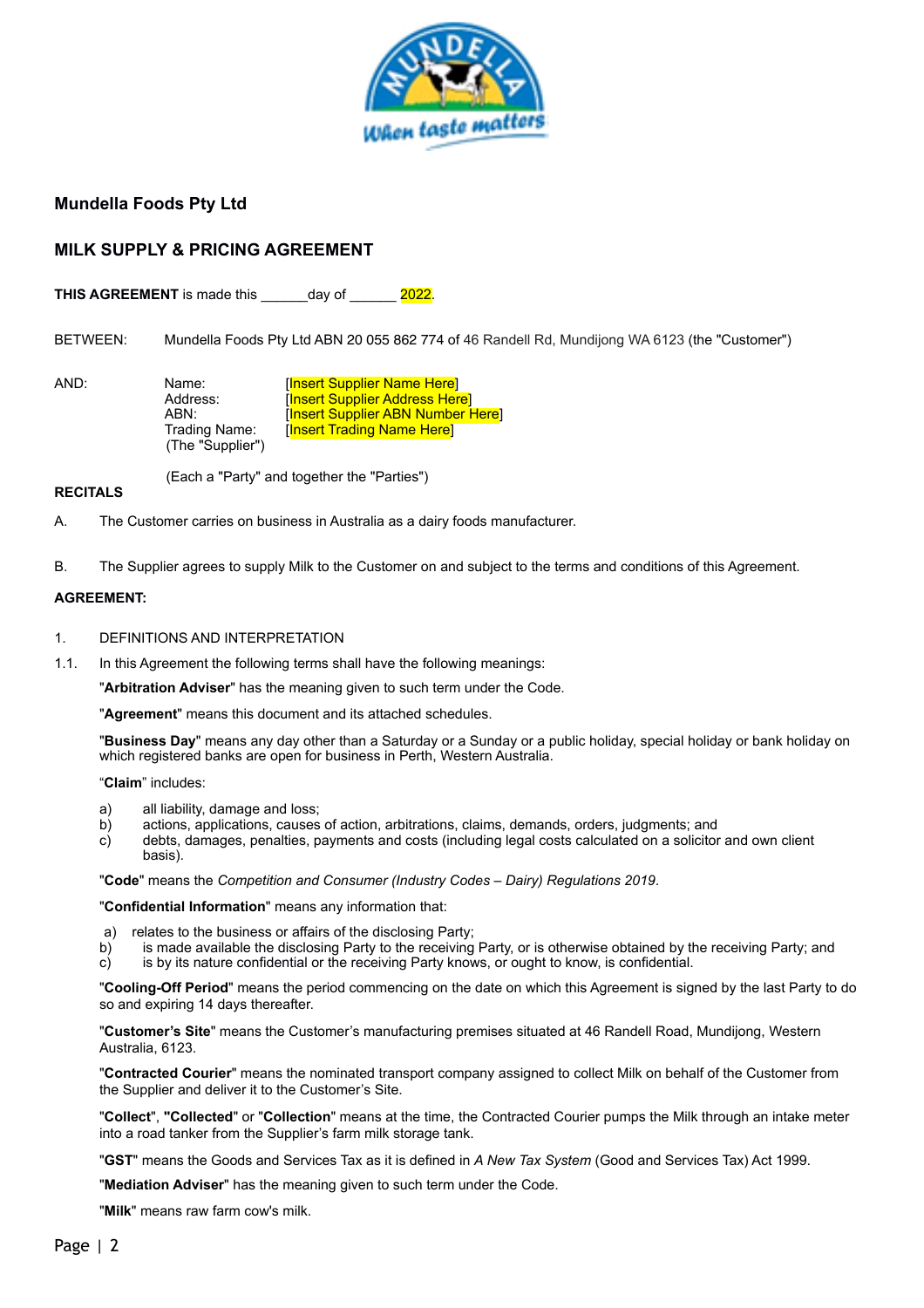**Mundella Foods Pty Ltd**

## MILK SUPPLY & PRICING AGREEMENT

**THIS AGREEMENT** is made this ______day of ______ 2022.

BETWEEN: Mundella Foods Pty Ltd ABN 20 055 862 774 of 46 Randell Rd, Mundijong WA 6123 (the "Customer")

AND:

Name: [Insert Supplier Name Here]
Address: [Insert Supplier Address Here]
ABN: [Insert Supplier ABN Number Here]
Trading Name: [Insert Trading Name Here]
(The "Supplier")

(Each a "Party" and together the "Parties")

**RECITALS**

A. The Customer carries on business in Australia as a dairy foods manufacturer.

B. The Supplier agrees to supply Milk to the Customer on and subject to the terms and conditions of this Agreement.

**AGREEMENT:**

1. DEFINITIONS AND INTERPRETATION

1.1. In this Agreement the following terms shall have the following meanings:

"**Arbitration Adviser**" has the meaning given to such term under the Code.

"**Agreement**" means this document and its attached schedules.

"**Business Day**" means any day other than a Saturday or a Sunday or a public holiday, special holiday or bank holiday on which registered banks are open for business in Perth, Western Australia.

"**Claim**" includes:

a) all liability, damage and loss;
b) actions, applications, causes of action, arbitrations, claims, demands, orders, judgments; and
c) debts, damages, penalties, payments and costs (including legal costs calculated on a solicitor and own client basis).

"**Code**" means the *Competition and Consumer (Industry Codes – Dairy) Regulations 2019*.

"**Confidential Information**" means any information that:

a) relates to the business or affairs of the disclosing Party;
b) is made available the disclosing Party to the receiving Party, or is otherwise obtained by the receiving Party; and
c) is by its nature confidential or the receiving Party knows, or ought to know, is confidential.

"**Cooling-Off Period**" means the period commencing on the date on which this Agreement is signed by the last Party to do so and expiring 14 days thereafter.

"**Customer's Site**" means the Customer's manufacturing premises situated at 46 Randell Road, Mundijong, Western Australia, 6123.

"**Contracted Courier**" means the nominated transport company assigned to collect Milk on behalf of the Customer from the Supplier and deliver it to the Customer's Site.

"**Collect**", "**Collected**" or "**Collection**" means at the time, the Contracted Courier pumps the Milk through an intake meter into a road tanker from the Supplier's farm milk storage tank.

"**GST**" means the Goods and Services Tax as it is defined in *A New Tax System* (Good and Services Tax) Act 1999.

"**Mediation Adviser**" has the meaning given to such term under the Code.

"**Milk**" means raw farm cow's milk.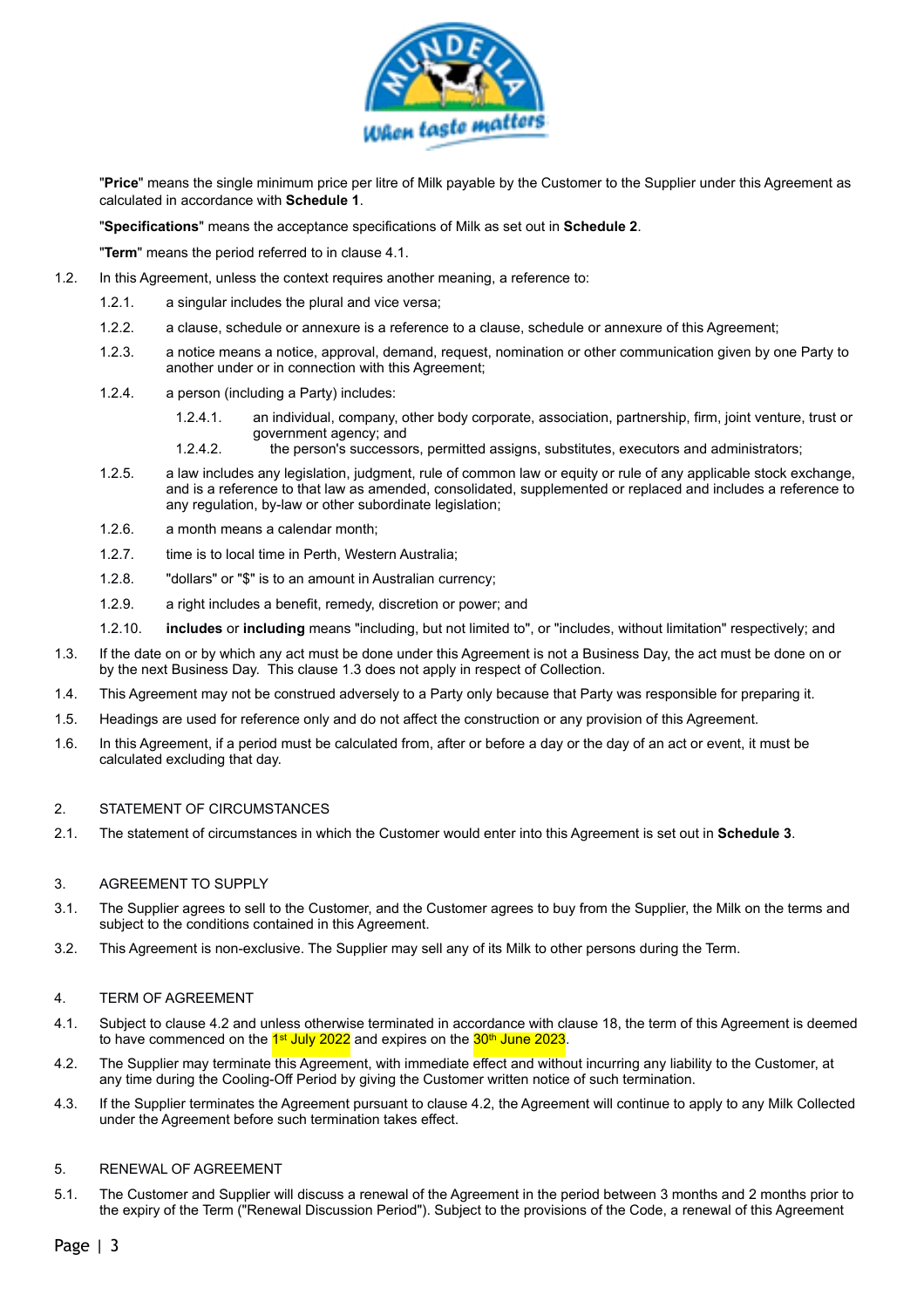"**Price**" means the single minimum price per litre of Milk payable by the Customer to the Supplier under this Agreement as calculated in accordance with **Schedule 1**.

"**Specifications**" means the acceptance specifications of Milk as set out in **Schedule 2**.

"**Term**" means the period referred to in clause 4.1.

1.2. In this Agreement, unless the context requires another meaning, a reference to:

- 1.2.1. a singular includes the plural and vice versa;
- 1.2.2. a clause, schedule or annexure is a reference to a clause, schedule or annexure of this Agreement;
- 1.2.3. a notice means a notice, approval, demand, request, nomination or other communication given by one Party to another under or in connection with this Agreement;
- 1.2.4. a person (including a Party) includes:
  - 1.2.4.1. an individual, company, other body corporate, association, partnership, firm, joint venture, trust or government agency; and
  - 1.2.4.2. the person's successors, permitted assigns, substitutes, executors and administrators;
- 1.2.5. a law includes any legislation, judgment, rule of common law or equity or rule of any applicable stock exchange, and is a reference to that law as amended, consolidated, supplemented or replaced and includes a reference to any regulation, by-law or other subordinate legislation;
- 1.2.6. a month means a calendar month;
- 1.2.7. time is to local time in Perth, Western Australia;
- 1.2.8. "dollars" or "$" is to an amount in Australian currency;
- 1.2.9. a right includes a benefit, remedy, discretion or power; and
- 1.2.10. **includes** or **including** means "including, but not limited to", or "includes, without limitation" respectively; and

1.3. If the date on or by which any act must be done under this Agreement is not a Business Day, the act must be done on or by the next Business Day. This clause 1.3 does not apply in respect of Collection.

1.4. This Agreement may not be construed adversely to a Party only because that Party was responsible for preparing it.

1.5. Headings are used for reference only and do not affect the construction or any provision of this Agreement.

1.6. In this Agreement, if a period must be calculated from, after or before a day or the day of an act or event, it must be calculated excluding that day.

## 2. STATEMENT OF CIRCUMSTANCES

2.1. The statement of circumstances in which the Customer would enter into this Agreement is set out in **Schedule 3**.

## 3. AGREEMENT TO SUPPLY

3.1. The Supplier agrees to sell to the Customer, and the Customer agrees to buy from the Supplier, the Milk on the terms and subject to the conditions contained in this Agreement.

3.2. This Agreement is non-exclusive. The Supplier may sell any of its Milk to other persons during the Term.

## 4. TERM OF AGREEMENT

4.1. Subject to clause 4.2 and unless otherwise terminated in accordance with clause 18, the term of this Agreement is deemed to have commenced on the 1st July 2022 and expires on the 30th June 2023.

4.2. The Supplier may terminate this Agreement, with immediate effect and without incurring any liability to the Customer, at any time during the Cooling-Off Period by giving the Customer written notice of such termination.

4.3. If the Supplier terminates the Agreement pursuant to clause 4.2, the Agreement will continue to apply to any Milk Collected under the Agreement before such termination takes effect.

## 5. RENEWAL OF AGREEMENT

5.1. The Customer and Supplier will discuss a renewal of the Agreement in the period between 3 months and 2 months prior to the expiry of the Term ("Renewal Discussion Period"). Subject to the provisions of the Code, a renewal of this Agreement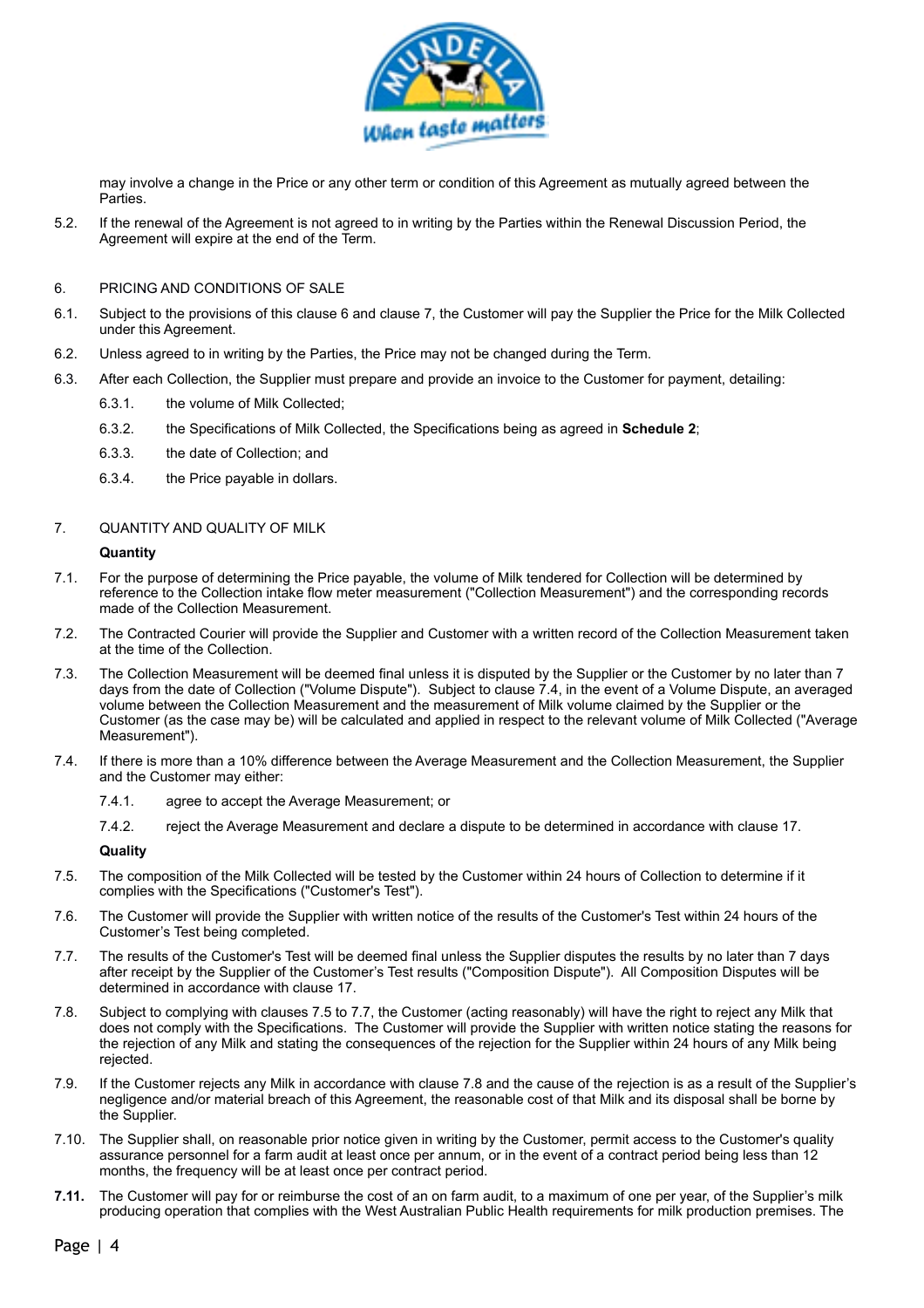may involve a change in the Price or any other term or condition of this Agreement as mutually agreed between the Parties.

5.2. If the renewal of the Agreement is not agreed to in writing by the Parties within the Renewal Discussion Period, the Agreement will expire at the end of the Term.

6. PRICING AND CONDITIONS OF SALE

6.1. Subject to the provisions of this clause 6 and clause 7, the Customer will pay the Supplier the Price for the Milk Collected under this Agreement.

6.2. Unless agreed to in writing by the Parties, the Price may not be changed during the Term.

6.3. After each Collection, the Supplier must prepare and provide an invoice to the Customer for payment, detailing:

6.3.1. the volume of Milk Collected;

6.3.2. the Specifications of Milk Collected, the Specifications being as agreed in **Schedule 2**;

6.3.3. the date of Collection; and

6.3.4. the Price payable in dollars.

7. QUANTITY AND QUALITY OF MILK

**Quantity**

7.1. For the purpose of determining the Price payable, the volume of Milk tendered for Collection will be determined by reference to the Collection intake flow meter measurement ("Collection Measurement") and the corresponding records made of the Collection Measurement.

7.2. The Contracted Courier will provide the Supplier and Customer with a written record of the Collection Measurement taken at the time of the Collection.

7.3. The Collection Measurement will be deemed final unless it is disputed by the Supplier or the Customer by no later than 7 days from the date of Collection ("Volume Dispute"). Subject to clause 7.4, in the event of a Volume Dispute, an averaged volume between the Collection Measurement and the measurement of Milk volume claimed by the Supplier or the Customer (as the case may be) will be calculated and applied in respect to the relevant volume of Milk Collected ("Average Measurement").

7.4. If there is more than a 10% difference between the Average Measurement and the Collection Measurement, the Supplier and the Customer may either:

7.4.1. agree to accept the Average Measurement; or

7.4.2. reject the Average Measurement and declare a dispute to be determined in accordance with clause 17.

**Quality**

7.5. The composition of the Milk Collected will be tested by the Customer within 24 hours of Collection to determine if it complies with the Specifications ("Customer's Test").

7.6. The Customer will provide the Supplier with written notice of the results of the Customer's Test within 24 hours of the Customer's Test being completed.

7.7. The results of the Customer's Test will be deemed final unless the Supplier disputes the results by no later than 7 days after receipt by the Supplier of the Customer's Test results ("Composition Dispute"). All Composition Disputes will be determined in accordance with clause 17.

7.8. Subject to complying with clauses 7.5 to 7.7, the Customer (acting reasonably) will have the right to reject any Milk that does not comply with the Specifications. The Customer will provide the Supplier with written notice stating the reasons for the rejection of any Milk and stating the consequences of the rejection for the Supplier within 24 hours of any Milk being rejected.

7.9. If the Customer rejects any Milk in accordance with clause 7.8 and the cause of the rejection is as a result of the Supplier's negligence and/or material breach of this Agreement, the reasonable cost of that Milk and its disposal shall be borne by the Supplier.

7.10. The Supplier shall, on reasonable prior notice given in writing by the Customer, permit access to the Customer's quality assurance personnel for a farm audit at least once per annum, or in the event of a contract period being less than 12 months, the frequency will be at least once per contract period.

**7.11.** The Customer will pay for or reimburse the cost of an on farm audit, to a maximum of one per year, of the Supplier's milk producing operation that complies with the West Australian Public Health requirements for milk production premises. The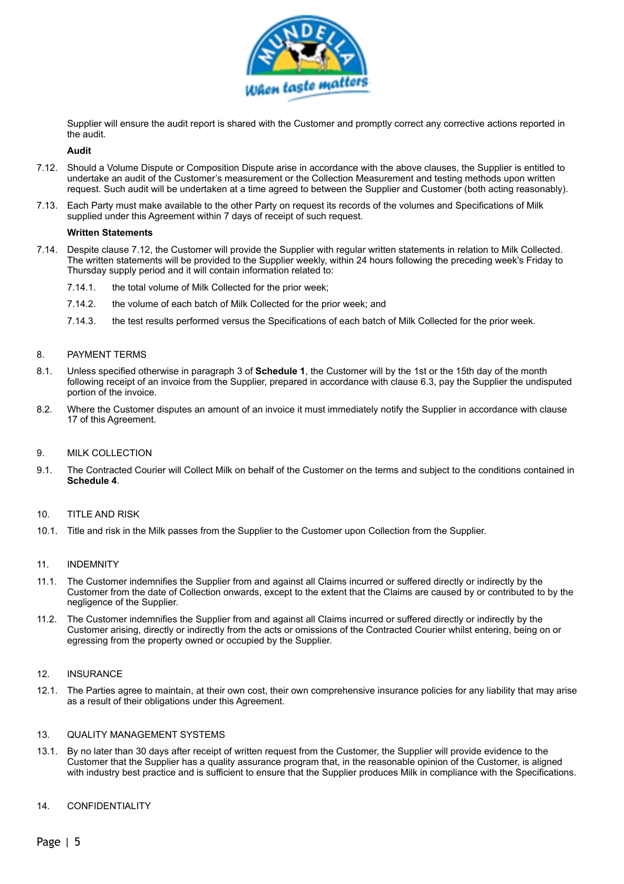Supplier will ensure the audit report is shared with the Customer and promptly correct any corrective actions reported in the audit.

**Audit**

7.12. Should a Volume Dispute or Composition Dispute arise in accordance with the above clauses, the Supplier is entitled to undertake an audit of the Customer's measurement or the Collection Measurement and testing methods upon written request. Such audit will be undertaken at a time agreed to between the Supplier and Customer (both acting reasonably).

7.13. Each Party must make available to the other Party on request its records of the volumes and Specifications of Milk supplied under this Agreement within 7 days of receipt of such request.

**Written Statements**

7.14. Despite clause 7.12, the Customer will provide the Supplier with regular written statements in relation to Milk Collected. The written statements will be provided to the Supplier weekly, within 24 hours following the preceding week's Friday to Thursday supply period and it will contain information related to:

7.14.1. the total volume of Milk Collected for the prior week;

7.14.2. the volume of each batch of Milk Collected for the prior week; and

7.14.3. the test results performed versus the Specifications of each batch of Milk Collected for the prior week.

## 8. PAYMENT TERMS

8.1. Unless specified otherwise in paragraph 3 of **Schedule 1**, the Customer will by the 1st or the 15th day of the month following receipt of an invoice from the Supplier, prepared in accordance with clause 6.3, pay the Supplier the undisputed portion of the invoice.

8.2. Where the Customer disputes an amount of an invoice it must immediately notify the Supplier in accordance with clause 17 of this Agreement.

## 9. MILK COLLECTION

9.1. The Contracted Courier will Collect Milk on behalf of the Customer on the terms and subject to the conditions contained in **Schedule 4**.

## 10. TITLE AND RISK

10.1. Title and risk in the Milk passes from the Supplier to the Customer upon Collection from the Supplier.

## 11. INDEMNITY

11.1. The Customer indemnifies the Supplier from and against all Claims incurred or suffered directly or indirectly by the Customer from the date of Collection onwards, except to the extent that the Claims are caused by or contributed to by the negligence of the Supplier.

11.2. The Customer indemnifies the Supplier from and against all Claims incurred or suffered directly or indirectly by the Customer arising, directly or indirectly from the acts or omissions of the Contracted Courier whilst entering, being on or egressing from the property owned or occupied by the Supplier.

## 12. INSURANCE

12.1. The Parties agree to maintain, at their own cost, their own comprehensive insurance policies for any liability that may arise as a result of their obligations under this Agreement.

## 13. QUALITY MANAGEMENT SYSTEMS

13.1. By no later than 30 days after receipt of written request from the Customer, the Supplier will provide evidence to the Customer that the Supplier has a quality assurance program that, in the reasonable opinion of the Customer, is aligned with industry best practice and is sufficient to ensure that the Supplier produces Milk in compliance with the Specifications.

## 14. CONFIDENTIALITY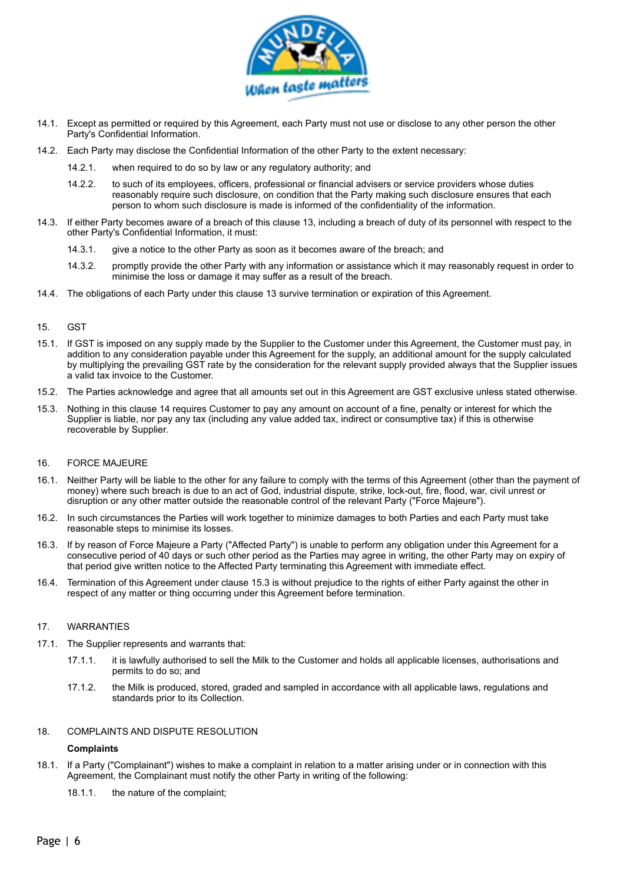14.1. Except as permitted or required by this Agreement, each Party must not use or disclose to any other person the other Party's Confidential Information.

14.2. Each Party may disclose the Confidential Information of the other Party to the extent necessary:

   14.2.1. when required to do so by law or any regulatory authority; and

   14.2.2. to such of its employees, officers, professional or financial advisers or service providers whose duties reasonably require such disclosure, on condition that the Party making such disclosure ensures that each person to whom such disclosure is made is informed of the confidentiality of the information.

14.3. If either Party becomes aware of a breach of this clause 13, including a breach of duty of its personnel with respect to the other Party's Confidential Information, it must:

   14.3.1. give a notice to the other Party as soon as it becomes aware of the breach; and

   14.3.2. promptly provide the other Party with any information or assistance which it may reasonably request in order to minimise the loss or damage it may suffer as a result of the breach.

14.4. The obligations of each Party under this clause 13 survive termination or expiration of this Agreement.

## 15. GST

15.1. If GST is imposed on any supply made by the Supplier to the Customer under this Agreement, the Customer must pay, in addition to any consideration payable under this Agreement for the supply, an additional amount for the supply calculated by multiplying the prevailing GST rate by the consideration for the relevant supply provided always that the Supplier issues a valid tax invoice to the Customer.

15.2. The Parties acknowledge and agree that all amounts set out in this Agreement are GST exclusive unless stated otherwise.

15.3. Nothing in this clause 14 requires Customer to pay any amount on account of a fine, penalty or interest for which the Supplier is liable, nor pay any tax (including any value added tax, indirect or consumptive tax) if this is otherwise recoverable by Supplier.

## 16. FORCE MAJEURE

16.1. Neither Party will be liable to the other for any failure to comply with the terms of this Agreement (other than the payment of money) where such breach is due to an act of God, industrial dispute, strike, lock-out, fire, flood, war, civil unrest or disruption or any other matter outside the reasonable control of the relevant Party ("Force Majeure").

16.2. In such circumstances the Parties will work together to minimize damages to both Parties and each Party must take reasonable steps to minimise its losses.

16.3. If by reason of Force Majeure a Party ("Affected Party") is unable to perform any obligation under this Agreement for a consecutive period of 40 days or such other period as the Parties may agree in writing, the other Party may on expiry of that period give written notice to the Affected Party terminating this Agreement with immediate effect.

16.4. Termination of this Agreement under clause 15.3 is without prejudice to the rights of either Party against the other in respect of any matter or thing occurring under this Agreement before termination.

## 17. WARRANTIES

17.1. The Supplier represents and warrants that:

   17.1.1. it is lawfully authorised to sell the Milk to the Customer and holds all applicable licenses, authorisations and permits to do so; and

   17.1.2. the Milk is produced, stored, graded and sampled in accordance with all applicable laws, regulations and standards prior to its Collection.

## 18. COMPLAINTS AND DISPUTE RESOLUTION

**Complaints**

18.1. If a Party ("Complainant") wishes to make a complaint in relation to a matter arising under or in connection with this Agreement, the Complainant must notify the other Party in writing of the following:

   18.1.1. the nature of the complaint;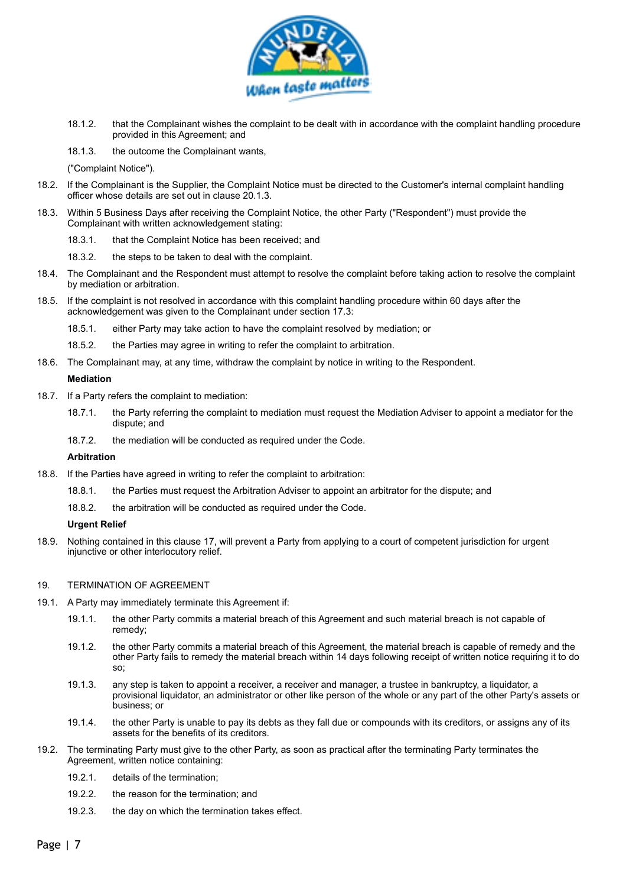18.1.2. that the Complainant wishes the complaint to be dealt with in accordance with the complaint handling procedure provided in this Agreement; and

18.1.3. the outcome the Complainant wants,

("Complaint Notice").

18.2. If the Complainant is the Supplier, the Complaint Notice must be directed to the Customer's internal complaint handling officer whose details are set out in clause 20.1.3.

18.3. Within 5 Business Days after receiving the Complaint Notice, the other Party ("Respondent") must provide the Complainant with written acknowledgement stating:

18.3.1. that the Complaint Notice has been received; and

18.3.2. the steps to be taken to deal with the complaint.

18.4. The Complainant and the Respondent must attempt to resolve the complaint before taking action to resolve the complaint by mediation or arbitration.

18.5. If the complaint is not resolved in accordance with this complaint handling procedure within 60 days after the acknowledgement was given to the Complainant under section 17.3:

18.5.1. either Party may take action to have the complaint resolved by mediation; or

18.5.2. the Parties may agree in writing to refer the complaint to arbitration.

18.6. The Complainant may, at any time, withdraw the complaint by notice in writing to the Respondent.

**Mediation**

18.7. If a Party refers the complaint to mediation:

18.7.1. the Party referring the complaint to mediation must request the Mediation Adviser to appoint a mediator for the dispute; and

18.7.2. the mediation will be conducted as required under the Code.

**Arbitration**

18.8. If the Parties have agreed in writing to refer the complaint to arbitration:

18.8.1. the Parties must request the Arbitration Adviser to appoint an arbitrator for the dispute; and

18.8.2. the arbitration will be conducted as required under the Code.

**Urgent Relief**

18.9. Nothing contained in this clause 17, will prevent a Party from applying to a court of competent jurisdiction for urgent injunctive or other interlocutory relief.

19. TERMINATION OF AGREEMENT

19.1. A Party may immediately terminate this Agreement if:

19.1.1. the other Party commits a material breach of this Agreement and such material breach is not capable of remedy;

19.1.2. the other Party commits a material breach of this Agreement, the material breach is capable of remedy and the other Party fails to remedy the material breach within 14 days following receipt of written notice requiring it to do so;

19.1.3. any step is taken to appoint a receiver, a receiver and manager, a trustee in bankruptcy, a liquidator, a provisional liquidator, an administrator or other like person of the whole or any part of the other Party's assets or business; or

19.1.4. the other Party is unable to pay its debts as they fall due or compounds with its creditors, or assigns any of its assets for the benefits of its creditors.

19.2. The terminating Party must give to the other Party, as soon as practical after the terminating Party terminates the Agreement, written notice containing:

19.2.1. details of the termination;

19.2.2. the reason for the termination; and

19.2.3. the day on which the termination takes effect.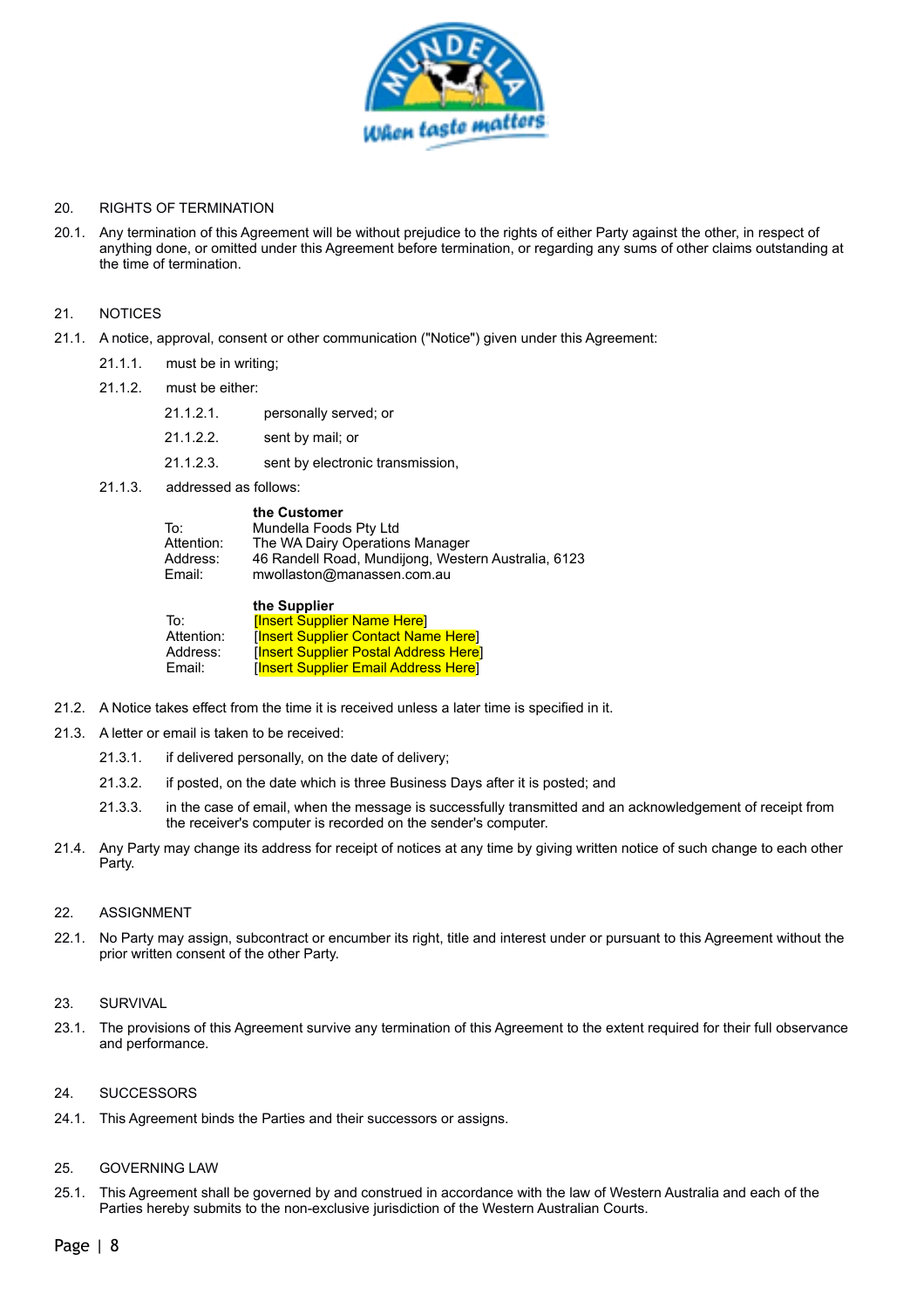## 20. RIGHTS OF TERMINATION

20.1. Any termination of this Agreement will be without prejudice to the rights of either Party against the other, in respect of anything done, or omitted under this Agreement before termination, or regarding any sums of other claims outstanding at the time of termination.

## 21. NOTICES

21.1. A notice, approval, consent or other communication ("Notice") given under this Agreement:

- 21.1.1. must be in writing;
- 21.1.2. must be either:
  - 21.1.2.1. personally served; or
  - 21.1.2.2. sent by mail; or
  - 21.1.2.3. sent by electronic transmission,
- 21.1.3. addressed as follows:

|  | **the Customer** |
|---|---|
| To: | Mundella Foods Pty Ltd |
| Attention: | The WA Dairy Operations Manager |
| Address: | 46 Randell Road, Mundijong, Western Australia, 6123 |
| Email: | mwollaston@manassen.com.au |

|  | **the Supplier** |
|---|---|
| To: | [Insert Supplier Name Here] |
| Attention: | [Insert Supplier Contact Name Here] |
| Address: | [Insert Supplier Postal Address Here] |
| Email: | [Insert Supplier Email Address Here] |

21.2. A Notice takes effect from the time it is received unless a later time is specified in it.

21.3. A letter or email is taken to be received:

- 21.3.1. if delivered personally, on the date of delivery;
- 21.3.2. if posted, on the date which is three Business Days after it is posted; and
- 21.3.3. in the case of email, when the message is successfully transmitted and an acknowledgement of receipt from the receiver's computer is recorded on the sender's computer.

21.4. Any Party may change its address for receipt of notices at any time by giving written notice of such change to each other Party.

## 22. ASSIGNMENT

22.1. No Party may assign, subcontract or encumber its right, title and interest under or pursuant to this Agreement without the prior written consent of the other Party.

## 23. SURVIVAL

23.1. The provisions of this Agreement survive any termination of this Agreement to the extent required for their full observance and performance.

## 24. SUCCESSORS

24.1. This Agreement binds the Parties and their successors or assigns.

## 25. GOVERNING LAW

25.1. This Agreement shall be governed by and construed in accordance with the law of Western Australia and each of the Parties hereby submits to the non-exclusive jurisdiction of the Western Australian Courts.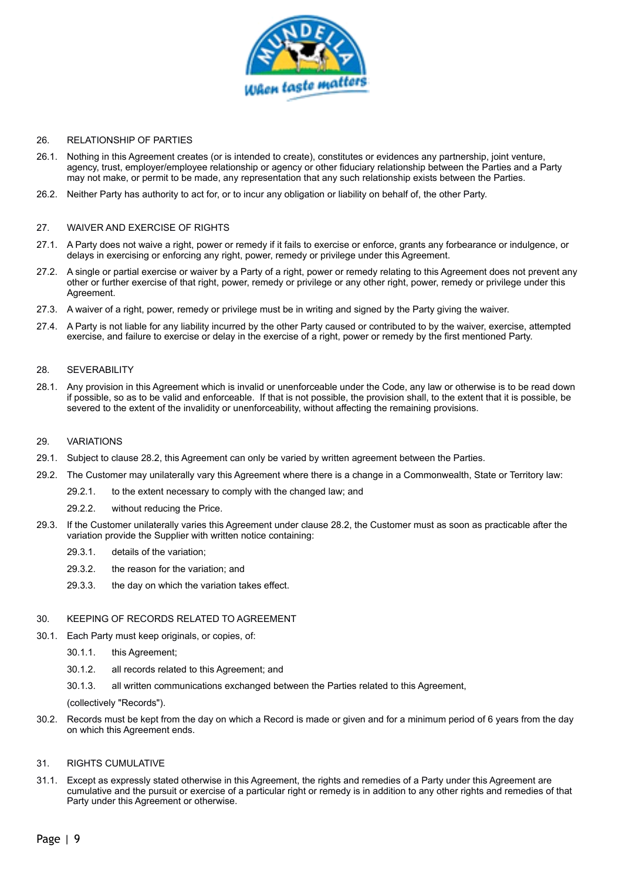## 26. RELATIONSHIP OF PARTIES

26.1. Nothing in this Agreement creates (or is intended to create), constitutes or evidences any partnership, joint venture, agency, trust, employer/employee relationship or agency or other fiduciary relationship between the Parties and a Party may not make, or permit to be made, any representation that any such relationship exists between the Parties.

26.2. Neither Party has authority to act for, or to incur any obligation or liability on behalf of, the other Party.

## 27. WAIVER AND EXERCISE OF RIGHTS

27.1. A Party does not waive a right, power or remedy if it fails to exercise or enforce, grants any forbearance or indulgence, or delays in exercising or enforcing any right, power, remedy or privilege under this Agreement.

27.2. A single or partial exercise or waiver by a Party of a right, power or remedy relating to this Agreement does not prevent any other or further exercise of that right, power, remedy or privilege or any other right, power, remedy or privilege under this Agreement.

27.3. A waiver of a right, power, remedy or privilege must be in writing and signed by the Party giving the waiver.

27.4. A Party is not liable for any liability incurred by the other Party caused or contributed to by the waiver, exercise, attempted exercise, and failure to exercise or delay in the exercise of a right, power or remedy by the first mentioned Party.

## 28. SEVERABILITY

28.1. Any provision in this Agreement which is invalid or unenforceable under the Code, any law or otherwise is to be read down if possible, so as to be valid and enforceable. If that is not possible, the provision shall, to the extent that it is possible, be severed to the extent of the invalidity or unenforceability, without affecting the remaining provisions.

## 29. VARIATIONS

29.1. Subject to clause 28.2, this Agreement can only be varied by written agreement between the Parties.

29.2. The Customer may unilaterally vary this Agreement where there is a change in a Commonwealth, State or Territory law:

- 29.2.1. to the extent necessary to comply with the changed law; and
- 29.2.2. without reducing the Price.

29.3. If the Customer unilaterally varies this Agreement under clause 28.2, the Customer must as soon as practicable after the variation provide the Supplier with written notice containing:

- 29.3.1. details of the variation;
- 29.3.2. the reason for the variation; and
- 29.3.3. the day on which the variation takes effect.

## 30. KEEPING OF RECORDS RELATED TO AGREEMENT

30.1. Each Party must keep originals, or copies, of:

- 30.1.1. this Agreement;
- 30.1.2. all records related to this Agreement; and
- 30.1.3. all written communications exchanged between the Parties related to this Agreement,

(collectively "Records").

30.2. Records must be kept from the day on which a Record is made or given and for a minimum period of 6 years from the day on which this Agreement ends.

## 31. RIGHTS CUMULATIVE

31.1. Except as expressly stated otherwise in this Agreement, the rights and remedies of a Party under this Agreement are cumulative and the pursuit or exercise of a particular right or remedy is in addition to any other rights and remedies of that Party under this Agreement or otherwise.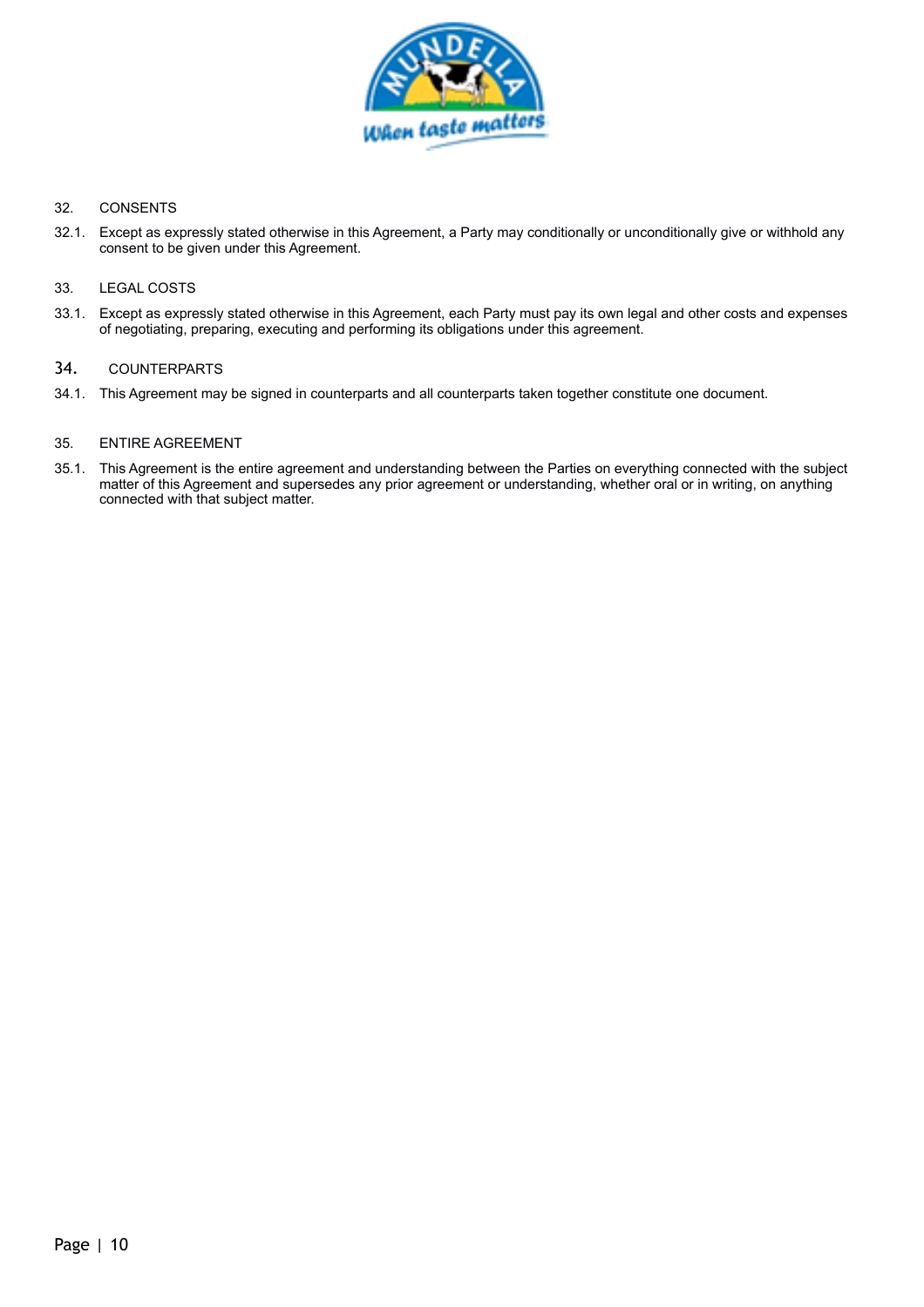## 32. CONSENTS

32.1. Except as expressly stated otherwise in this Agreement, a Party may conditionally or unconditionally give or withhold any consent to be given under this Agreement.

## 33. LEGAL COSTS

33.1. Except as expressly stated otherwise in this Agreement, each Party must pay its own legal and other costs and expenses of negotiating, preparing, executing and performing its obligations under this agreement.

## 34. COUNTERPARTS

34.1. This Agreement may be signed in counterparts and all counterparts taken together constitute one document.

## 35. ENTIRE AGREEMENT

35.1. This Agreement is the entire agreement and understanding between the Parties on everything connected with the subject matter of this Agreement and supersedes any prior agreement or understanding, whether oral or in writing, on anything connected with that subject matter.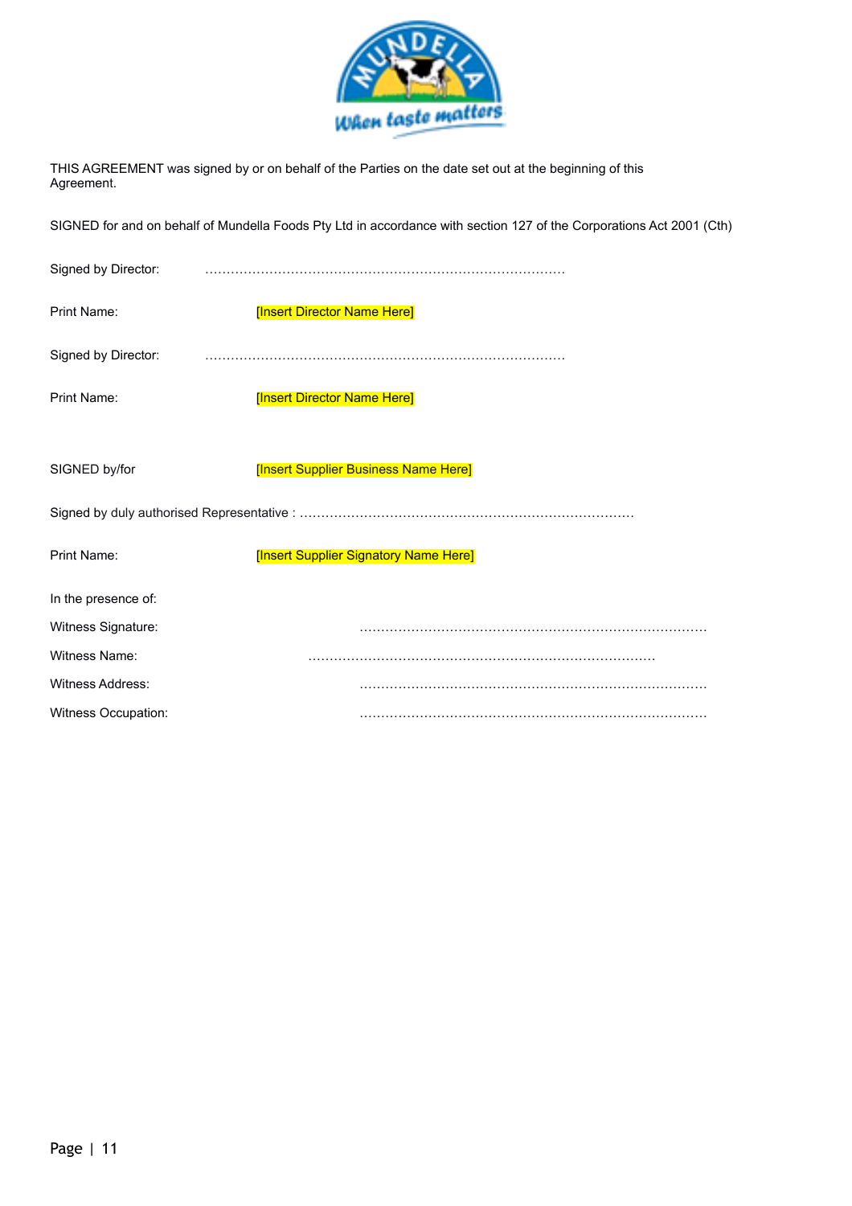THIS AGREEMENT was signed by or on behalf of the Parties on the date set out at the beginning of this Agreement.

SIGNED for and on behalf of Mundella Foods Pty Ltd in accordance with section 127 of the Corporations Act 2001 (Cth)

Signed by Director: ……………………………………………………………………….

Print Name: [Insert Director Name Here]

Signed by Director: ……………………………………………………………………….

Print Name: [Insert Director Name Here]

SIGNED by/for [Insert Supplier Business Name Here]

Signed by duly authorised Representative : …………………………………………………………………….

Print Name: [Insert Supplier Signatory Name Here]

In the presence of:

Witness Signature: ……………………………………………………………………….

Witness Name: ……………………………………………………………………….

Witness Address: ……………………………………………………………………….

Witness Occupation: ……………………………………………………………………….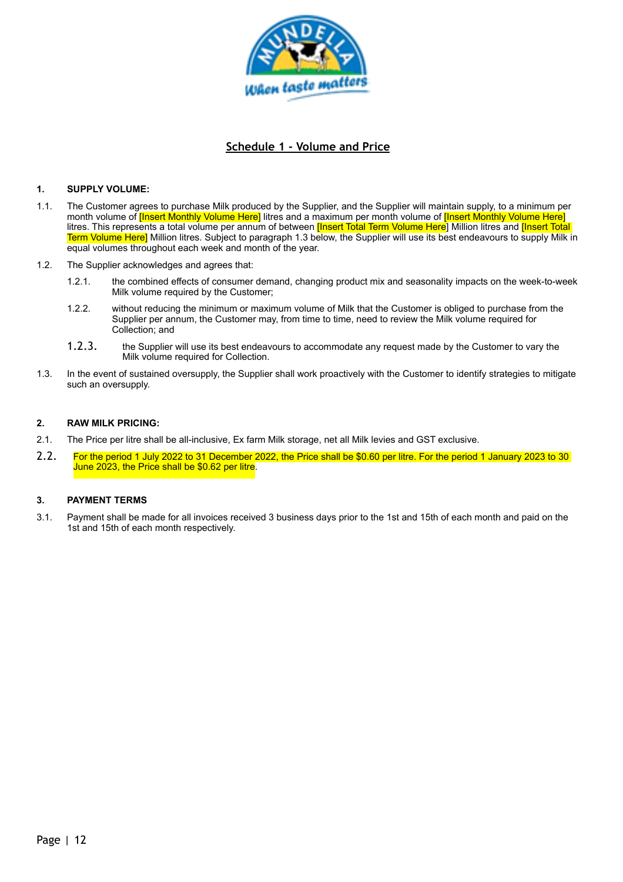## Schedule 1 - Volume and Price

**1. SUPPLY VOLUME:**

1.1. The Customer agrees to purchase Milk produced by the Supplier, and the Supplier will maintain supply, to a minimum per month volume of [Insert Monthly Volume Here] litres and a maximum per month volume of [Insert Monthly Volume Here] litres. This represents a total volume per annum of between [Insert Total Term Volume Here] Million litres and [Insert Total Term Volume Here] Million litres. Subject to paragraph 1.3 below, the Supplier will use its best endeavours to supply Milk in equal volumes throughout each week and month of the year.

1.2. The Supplier acknowledges and agrees that:

1.2.1. the combined effects of consumer demand, changing product mix and seasonality impacts on the week-to-week Milk volume required by the Customer;

1.2.2. without reducing the minimum or maximum volume of Milk that the Customer is obliged to purchase from the Supplier per annum, the Customer may, from time to time, need to review the Milk volume required for Collection; and

1.2.3. the Supplier will use its best endeavours to accommodate any request made by the Customer to vary the Milk volume required for Collection.

1.3. In the event of sustained oversupply, the Supplier shall work proactively with the Customer to identify strategies to mitigate such an oversupply.

**2. RAW MILK PRICING:**

2.1. The Price per litre shall be all-inclusive, Ex farm Milk storage, net all Milk levies and GST exclusive.

2.2. For the period 1 July 2022 to 31 December 2022, the Price shall be $0.60 per litre. For the period 1 January 2023 to 30 June 2023, the Price shall be $0.62 per litre.

**3. PAYMENT TERMS**

3.1. Payment shall be made for all invoices received 3 business days prior to the 1st and 15th of each month and paid on the 1st and 15th of each month respectively.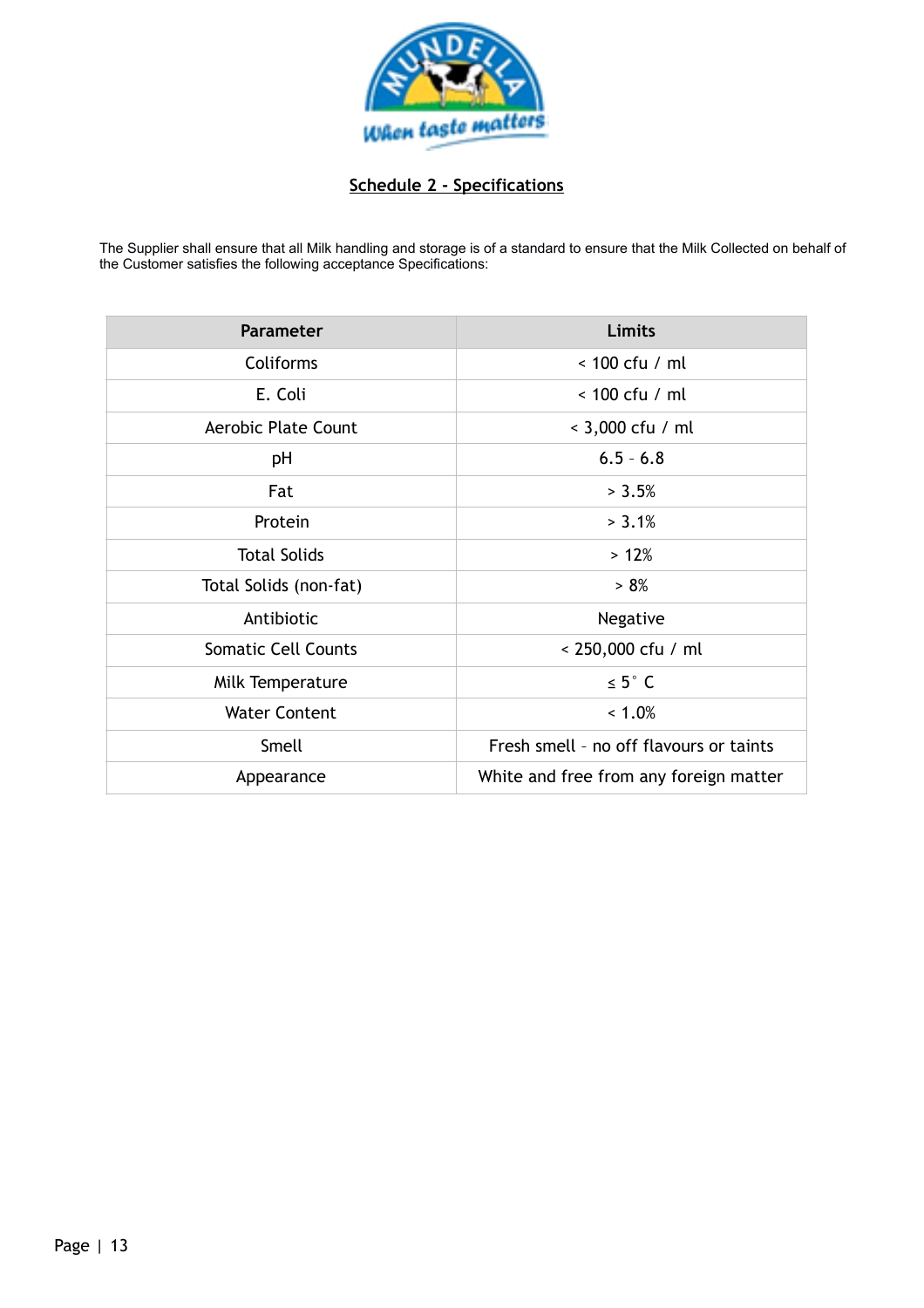## Schedule 2 - Specifications

The Supplier shall ensure that all Milk handling and storage is of a standard to ensure that the Milk Collected on behalf of the Customer satisfies the following acceptance Specifications:

| Parameter | Limits |
|---|---|
| Coliforms | < 100 cfu / ml |
| E. Coli | < 100 cfu / ml |
| Aerobic Plate Count | < 3,000 cfu / ml |
| pH | 6.5 - 6.8 |
| Fat | > 3.5% |
| Protein | > 3.1% |
| Total Solids | > 12% |
| Total Solids (non-fat) | > 8% |
| Antibiotic | Negative |
| Somatic Cell Counts | < 250,000 cfu / ml |
| Milk Temperature | ≤ 5° C |
| Water Content | < 1.0% |
| Smell | Fresh smell - no off flavours or taints |
| Appearance | White and free from any foreign matter |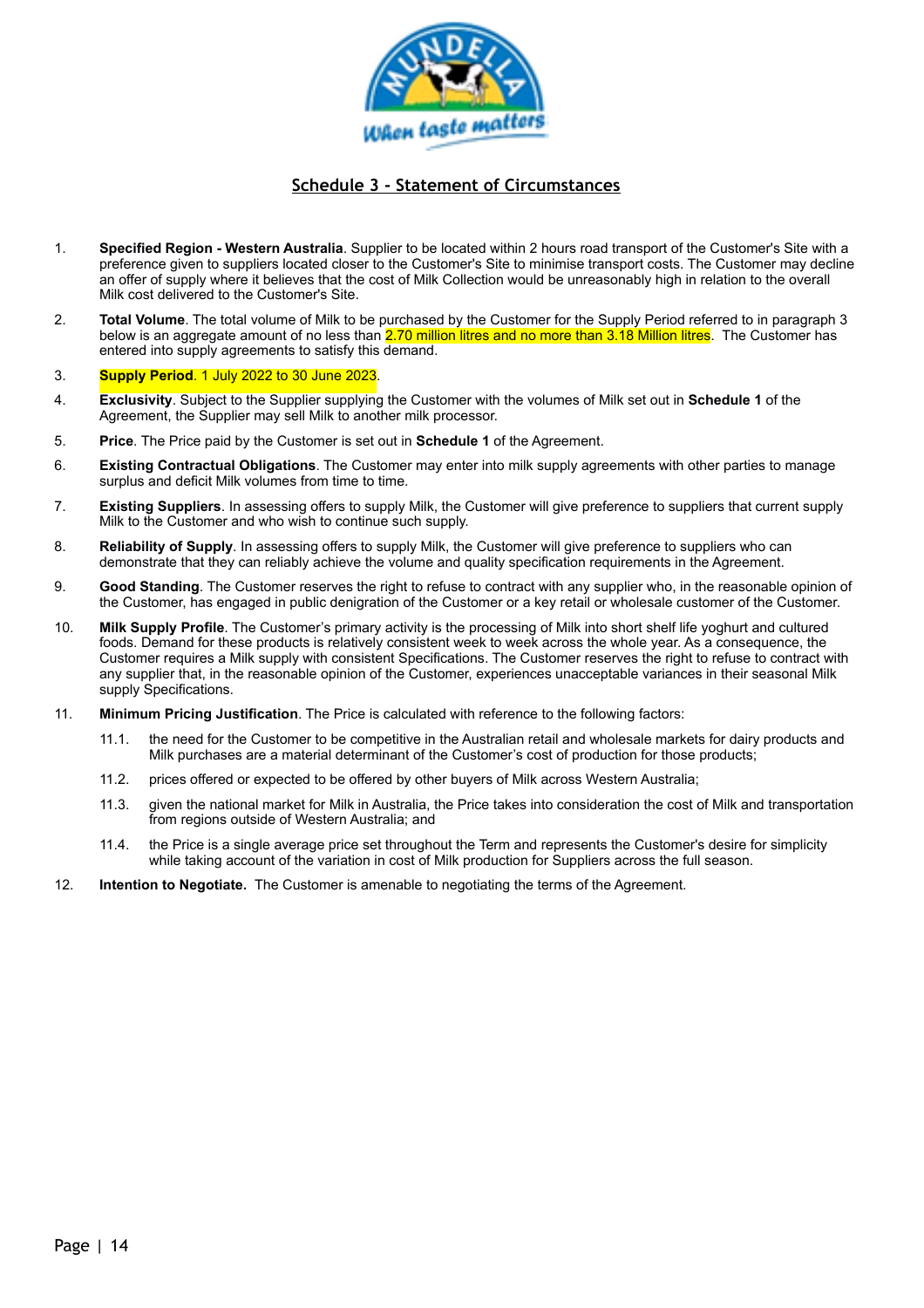## Schedule 3 - Statement of Circumstances

1. **Specified Region - Western Australia**. Supplier to be located within 2 hours road transport of the Customer's Site with a preference given to suppliers located closer to the Customer's Site to minimise transport costs. The Customer may decline an offer of supply where it believes that the cost of Milk Collection would be unreasonably high in relation to the overall Milk cost delivered to the Customer's Site.

2. **Total Volume**. The total volume of Milk to be purchased by the Customer for the Supply Period referred to in paragraph 3 below is an aggregate amount of no less than 2.70 million litres and no more than 3.18 Million litres. The Customer has entered into supply agreements to satisfy this demand.

3. **Supply Period**. 1 July 2022 to 30 June 2023.

4. **Exclusivity**. Subject to the Supplier supplying the Customer with the volumes of Milk set out in **Schedule 1** of the Agreement, the Supplier may sell Milk to another milk processor.

5. **Price**. The Price paid by the Customer is set out in **Schedule 1** of the Agreement.

6. **Existing Contractual Obligations**. The Customer may enter into milk supply agreements with other parties to manage surplus and deficit Milk volumes from time to time.

7. **Existing Suppliers**. In assessing offers to supply Milk, the Customer will give preference to suppliers that current supply Milk to the Customer and who wish to continue such supply.

8. **Reliability of Supply**. In assessing offers to supply Milk, the Customer will give preference to suppliers who can demonstrate that they can reliably achieve the volume and quality specification requirements in the Agreement.

9. **Good Standing**. The Customer reserves the right to refuse to contract with any supplier who, in the reasonable opinion of the Customer, has engaged in public denigration of the Customer or a key retail or wholesale customer of the Customer.

10. **Milk Supply Profile**. The Customer's primary activity is the processing of Milk into short shelf life yoghurt and cultured foods. Demand for these products is relatively consistent week to week across the whole year. As a consequence, the Customer requires a Milk supply with consistent Specifications. The Customer reserves the right to refuse to contract with any supplier that, in the reasonable opinion of the Customer, experiences unacceptable variances in their seasonal Milk supply Specifications.

11. **Minimum Pricing Justification**. The Price is calculated with reference to the following factors:

    11.1. the need for the Customer to be competitive in the Australian retail and wholesale markets for dairy products and Milk purchases are a material determinant of the Customer's cost of production for those products;

    11.2. prices offered or expected to be offered by other buyers of Milk across Western Australia;

    11.3. given the national market for Milk in Australia, the Price takes into consideration the cost of Milk and transportation from regions outside of Western Australia; and

    11.4. the Price is a single average price set throughout the Term and represents the Customer's desire for simplicity while taking account of the variation in cost of Milk production for Suppliers across the full season.

12. **Intention to Negotiate.** The Customer is amenable to negotiating the terms of the Agreement.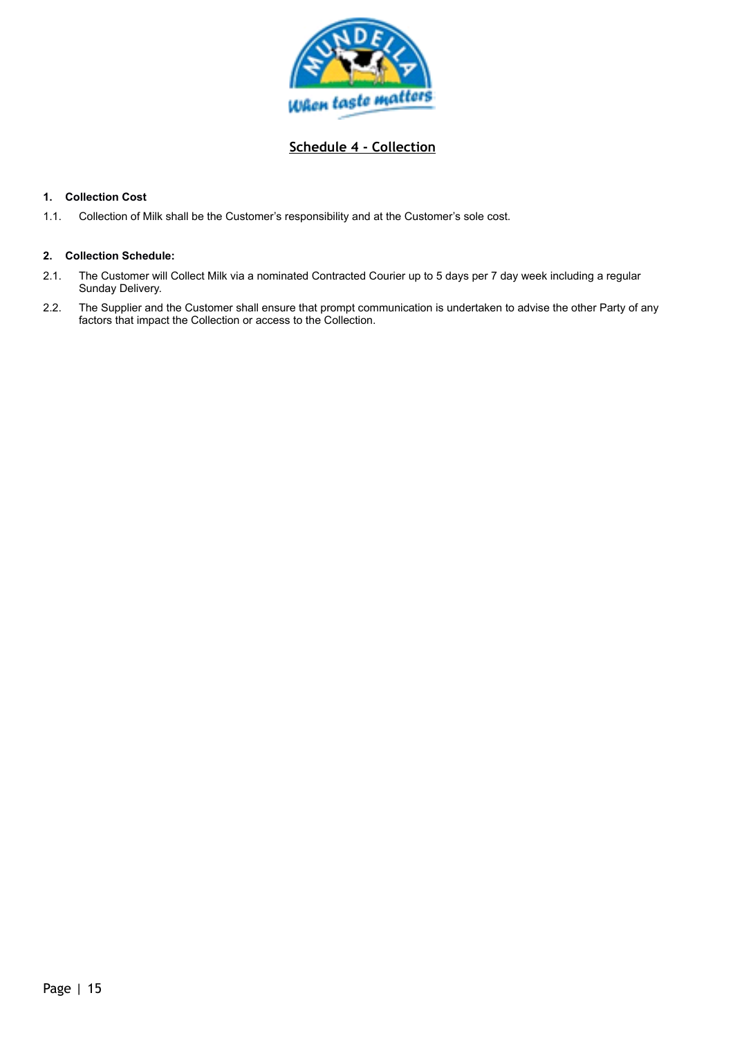# Schedule 4 - Collection

**1. Collection Cost**

1.1. Collection of Milk shall be the Customer's responsibility and at the Customer's sole cost.

**2. Collection Schedule:**

2.1. The Customer will Collect Milk via a nominated Contracted Courier up to 5 days per 7 day week including a regular Sunday Delivery.

2.2. The Supplier and the Customer shall ensure that prompt communication is undertaken to advise the other Party of any factors that impact the Collection or access to the Collection.